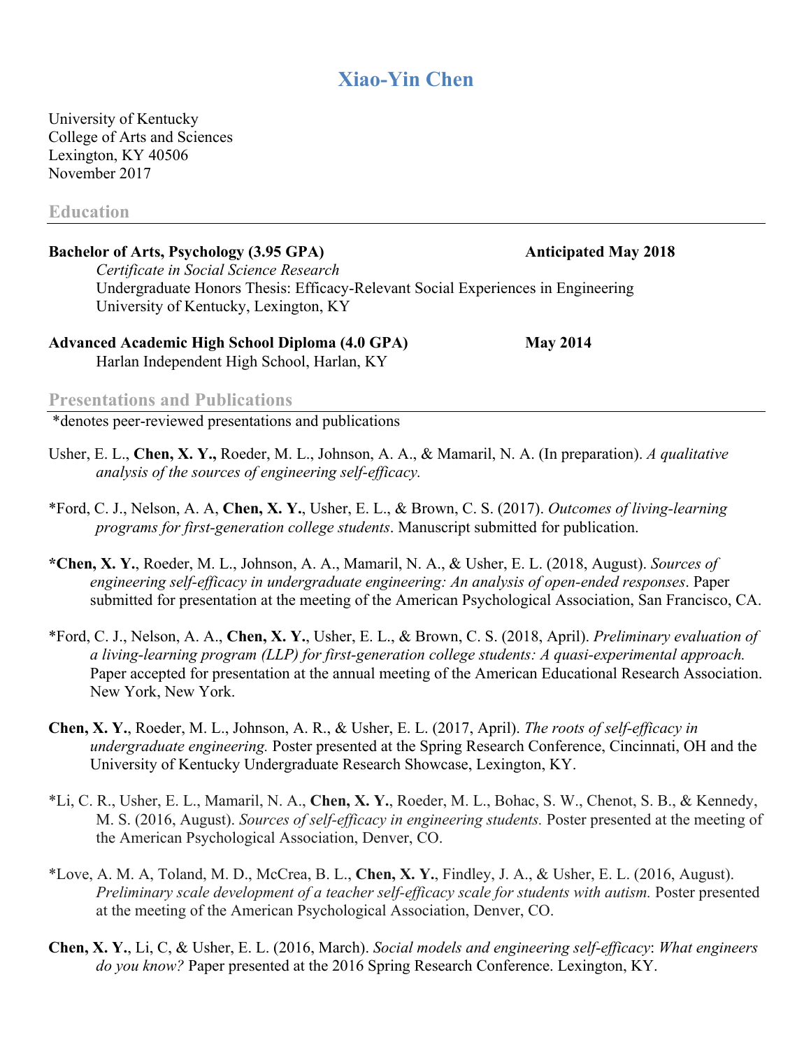# Xiao-Yin Chen

University of Kentucky
College of Arts and Sciences
Lexington, KY 40506
November 2017

## Education

**Bachelor of Arts, Psychology (3.95 GPA)** — **Anticipated May 2018**
*Certificate in Social Science Research*
Undergraduate Honors Thesis: Efficacy-Relevant Social Experiences in Engineering
University of Kentucky, Lexington, KY

**Advanced Academic High School Diploma (4.0 GPA)** — **May 2014**
Harlan Independent High School, Harlan, KY

## Presentations and Publications

*denotes peer-reviewed presentations and publications

Usher, E. L., **Chen, X. Y.,** Roeder, M. L., Johnson, A. A., & Mamaril, N. A. (In preparation). *A qualitative analysis of the sources of engineering self-efficacy.*

*Ford, C. J., Nelson, A. A, **Chen, X. Y.**, Usher, E. L., & Brown, C. S. (2017). *Outcomes of living-learning programs for first-generation college students*. Manuscript submitted for publication.

**\*Chen, X. Y.**, Roeder, M. L., Johnson, A. A., Mamaril, N. A., & Usher, E. L. (2018, August). *Sources of engineering self-efficacy in undergraduate engineering: An analysis of open-ended responses*. Paper submitted for presentation at the meeting of the American Psychological Association, San Francisco, CA.

*Ford, C. J., Nelson, A. A., **Chen, X. Y.**, Usher, E. L., & Brown, C. S. (2018, April). *Preliminary evaluation of a living-learning program (LLP) for first-generation college students: A quasi-experimental approach.* Paper accepted for presentation at the annual meeting of the American Educational Research Association. New York, New York.

**Chen, X. Y.**, Roeder, M. L., Johnson, A. R., & Usher, E. L. (2017, April). *The roots of self-efficacy in undergraduate engineering.* Poster presented at the Spring Research Conference, Cincinnati, OH and the University of Kentucky Undergraduate Research Showcase, Lexington, KY.

*Li, C. R., Usher, E. L., Mamaril, N. A., **Chen, X. Y.**, Roeder, M. L., Bohac, S. W., Chenot, S. B., & Kennedy, M. S. (2016, August). *Sources of self-efficacy in engineering students.* Poster presented at the meeting of the American Psychological Association, Denver, CO.

*Love, A. M. A, Toland, M. D., McCrea, B. L., **Chen, X. Y.**, Findley, J. A., & Usher, E. L. (2016, August). *Preliminary scale development of a teacher self-efficacy scale for students with autism.* Poster presented at the meeting of the American Psychological Association, Denver, CO.

**Chen, X. Y.**, Li, C, & Usher, E. L. (2016, March). *Social models and engineering self-efficacy*: *What engineers do you know?* Paper presented at the 2016 Spring Research Conference. Lexington, KY.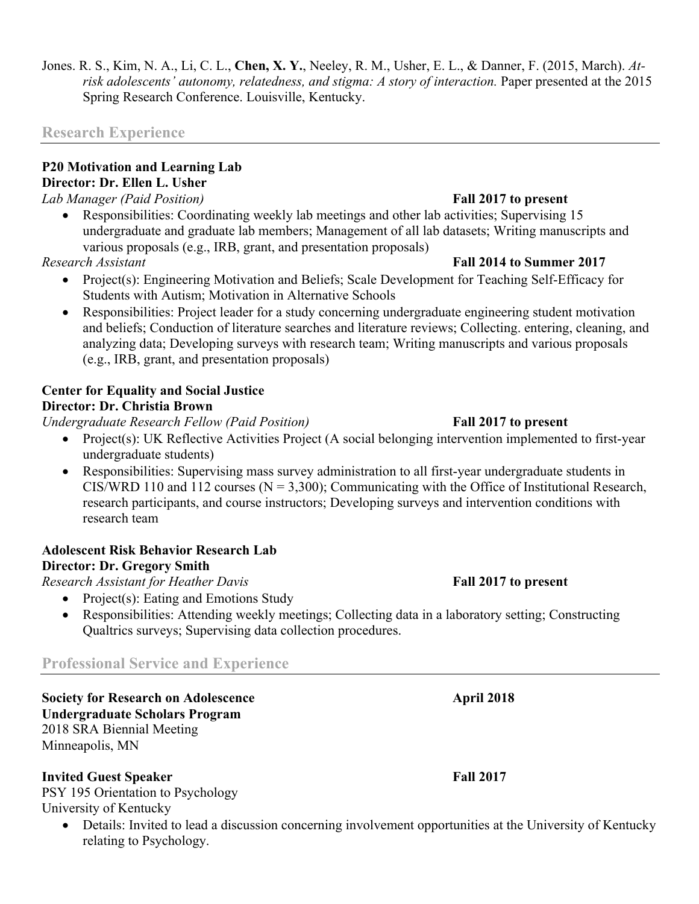Jones. R. S., Kim, N. A., Li, C. L., **Chen, X. Y.**, Neeley, R. M., Usher, E. L., & Danner, F. (2015, March). *At-risk adolescents' autonomy, relatedness, and stigma: A story of interaction.* Paper presented at the 2015 Spring Research Conference. Louisville, Kentucky.

## Research Experience

**P20 Motivation and Learning Lab**
**Director: Dr. Ellen L. Usher**

*Lab Manager (Paid Position)* **Fall 2017 to present**

- Responsibilities: Coordinating weekly lab meetings and other lab activities; Supervising 15 undergraduate and graduate lab members; Management of all lab datasets; Writing manuscripts and various proposals (e.g., IRB, grant, and presentation proposals)

*Research Assistant* **Fall 2014 to Summer 2017**

- Project(s): Engineering Motivation and Beliefs; Scale Development for Teaching Self-Efficacy for Students with Autism; Motivation in Alternative Schools
- Responsibilities: Project leader for a study concerning undergraduate engineering student motivation and beliefs; Conduction of literature searches and literature reviews; Collecting. entering, cleaning, and analyzing data; Developing surveys with research team; Writing manuscripts and various proposals (e.g., IRB, grant, and presentation proposals)

**Center for Equality and Social Justice**
**Director: Dr. Christia Brown**

*Undergraduate Research Fellow (Paid Position)* **Fall 2017 to present**

- Project(s): UK Reflective Activities Project (A social belonging intervention implemented to first-year undergraduate students)
- Responsibilities: Supervising mass survey administration to all first-year undergraduate students in CIS/WRD 110 and 112 courses (N = 3,300); Communicating with the Office of Institutional Research, research participants, and course instructors; Developing surveys and intervention conditions with research team

**Adolescent Risk Behavior Research Lab**
**Director: Dr. Gregory Smith**

*Research Assistant for Heather Davis* **Fall 2017 to present**

- Project(s): Eating and Emotions Study
- Responsibilities: Attending weekly meetings; Collecting data in a laboratory setting; Constructing Qualtrics surveys; Supervising data collection procedures.

## Professional Service and Experience

**Society for Research on Adolescence** **April 2018**
**Undergraduate Scholars Program**
2018 SRA Biennial Meeting
Minneapolis, MN

**Invited Guest Speaker** **Fall 2017**
PSY 195 Orientation to Psychology
University of Kentucky

- Details: Invited to lead a discussion concerning involvement opportunities at the University of Kentucky relating to Psychology.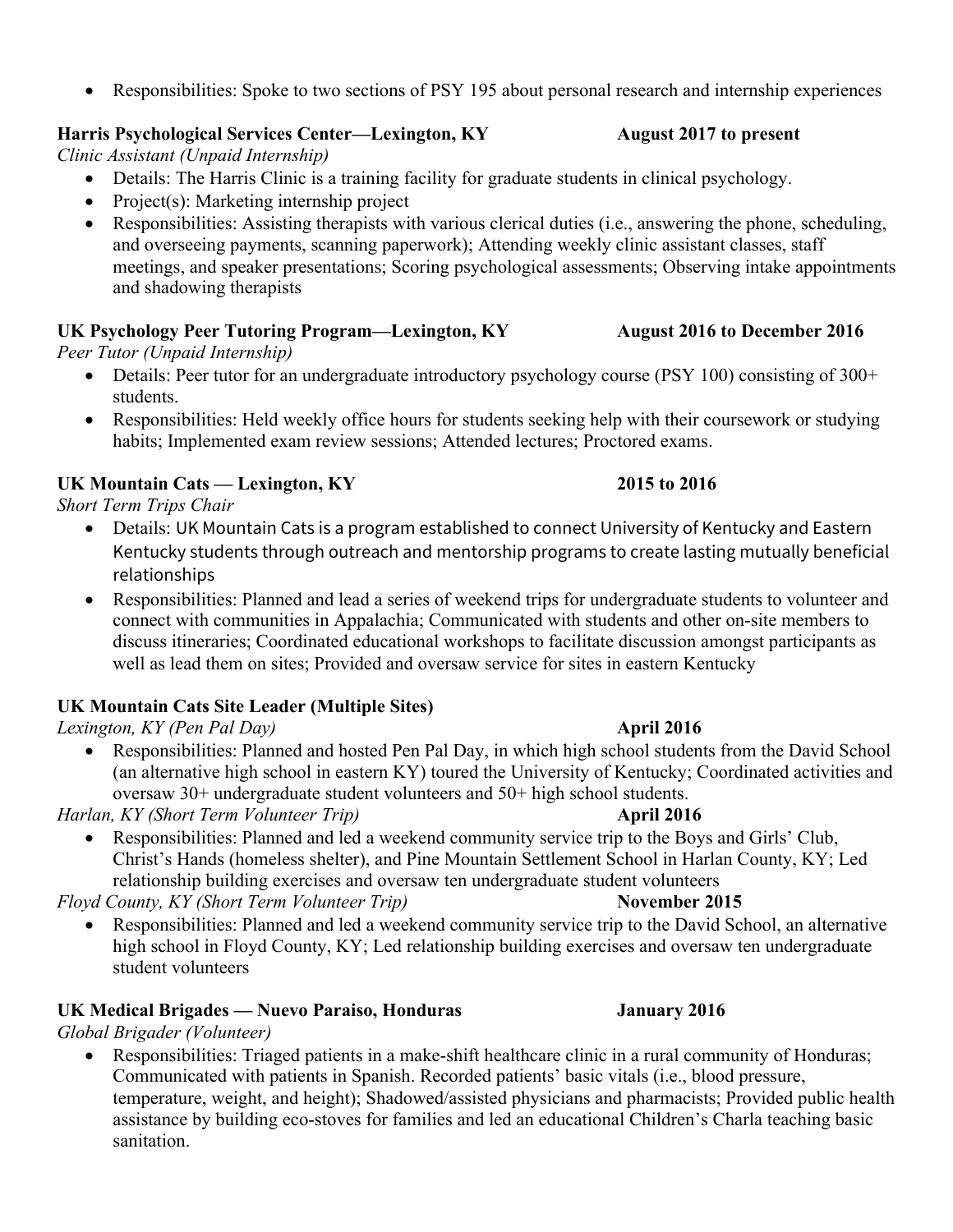- Responsibilities: Spoke to two sections of PSY 195 about personal research and internship experiences

**Harris Psychological Services Center—Lexington, KY** **August 2017 to present**
*Clinic Assistant (Unpaid Internship)*
- Details: The Harris Clinic is a training facility for graduate students in clinical psychology.
- Project(s): Marketing internship project
- Responsibilities: Assisting therapists with various clerical duties (i.e., answering the phone, scheduling, and overseeing payments, scanning paperwork); Attending weekly clinic assistant classes, staff meetings, and speaker presentations; Scoring psychological assessments; Observing intake appointments and shadowing therapists

**UK Psychology Peer Tutoring Program—Lexington, KY** **August 2016 to December 2016**
*Peer Tutor (Unpaid Internship)*
- Details: Peer tutor for an undergraduate introductory psychology course (PSY 100) consisting of 300+ students.
- Responsibilities: Held weekly office hours for students seeking help with their coursework or studying habits; Implemented exam review sessions; Attended lectures; Proctored exams.

**UK Mountain Cats — Lexington, KY** **2015 to 2016**
*Short Term Trips Chair*
- Details: UK Mountain Cats is a program established to connect University of Kentucky and Eastern Kentucky students through outreach and mentorship programs to create lasting mutually beneficial relationships
- Responsibilities: Planned and lead a series of weekend trips for undergraduate students to volunteer and connect with communities in Appalachia; Communicated with students and other on-site members to discuss itineraries; Coordinated educational workshops to facilitate discussion amongst participants as well as lead them on sites; Provided and oversaw service for sites in eastern Kentucky

**UK Mountain Cats Site Leader (Multiple Sites)**

*Lexington, KY (Pen Pal Day)* **April 2016**
- Responsibilities: Planned and hosted Pen Pal Day, in which high school students from the David School (an alternative high school in eastern KY) toured the University of Kentucky; Coordinated activities and oversaw 30+ undergraduate student volunteers and 50+ high school students.

*Harlan, KY (Short Term Volunteer Trip)* **April 2016**
- Responsibilities: Planned and led a weekend community service trip to the Boys and Girls' Club, Christ's Hands (homeless shelter), and Pine Mountain Settlement School in Harlan County, KY; Led relationship building exercises and oversaw ten undergraduate student volunteers

*Floyd County, KY (Short Term Volunteer Trip)* **November 2015**
- Responsibilities: Planned and led a weekend community service trip to the David School, an alternative high school in Floyd County, KY; Led relationship building exercises and oversaw ten undergraduate student volunteers

**UK Medical Brigades — Nuevo Paraiso, Honduras** **January 2016**
*Global Brigader (Volunteer)*
- Responsibilities: Triaged patients in a make-shift healthcare clinic in a rural community of Honduras; Communicated with patients in Spanish. Recorded patients' basic vitals (i.e., blood pressure, temperature, weight, and height); Shadowed/assisted physicians and pharmacists; Provided public health assistance by building eco-stoves for families and led an educational Children's Charla teaching basic sanitation.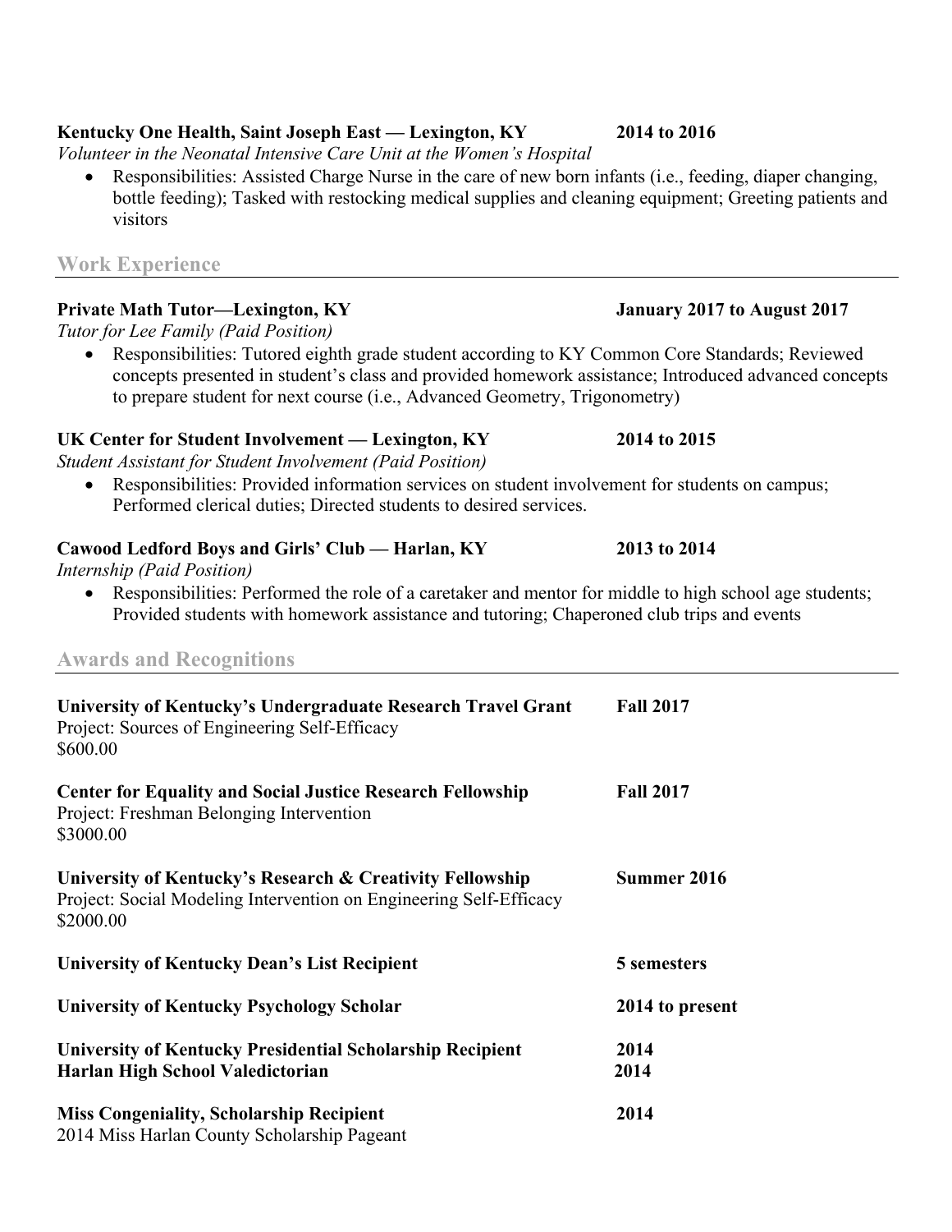**Kentucky One Health, Saint Joseph East — Lexington, KY** **2014 to 2016**
*Volunteer in the Neonatal Intensive Care Unit at the Women's Hospital*

- Responsibilities: Assisted Charge Nurse in the care of new born infants (i.e., feeding, diaper changing, bottle feeding); Tasked with restocking medical supplies and cleaning equipment; Greeting patients and visitors

## Work Experience

**Private Math Tutor—Lexington, KY** **January 2017 to August 2017**
*Tutor for Lee Family (Paid Position)*

- Responsibilities: Tutored eighth grade student according to KY Common Core Standards; Reviewed concepts presented in student's class and provided homework assistance; Introduced advanced concepts to prepare student for next course (i.e., Advanced Geometry, Trigonometry)

**UK Center for Student Involvement — Lexington, KY** **2014 to 2015**
*Student Assistant for Student Involvement (Paid Position)*

- Responsibilities: Provided information services on student involvement for students on campus; Performed clerical duties; Directed students to desired services.

**Cawood Ledford Boys and Girls' Club — Harlan, KY** **2013 to 2014**
*Internship (Paid Position)*

- Responsibilities: Performed the role of a caretaker and mentor for middle to high school age students; Provided students with homework assistance and tutoring; Chaperoned club trips and events

## Awards and Recognitions

**University of Kentucky's Undergraduate Research Travel Grant** **Fall 2017**
Project: Sources of Engineering Self-Efficacy
$600.00

**Center for Equality and Social Justice Research Fellowship** **Fall 2017**
Project: Freshman Belonging Intervention
$3000.00

**University of Kentucky's Research & Creativity Fellowship** **Summer 2016**
Project: Social Modeling Intervention on Engineering Self-Efficacy
$2000.00

**University of Kentucky Dean's List Recipient** **5 semesters**

**University of Kentucky Psychology Scholar** **2014 to present**

**University of Kentucky Presidential Scholarship Recipient** **2014**
**Harlan High School Valedictorian** **2014**

**Miss Congeniality, Scholarship Recipient** **2014**
2014 Miss Harlan County Scholarship Pageant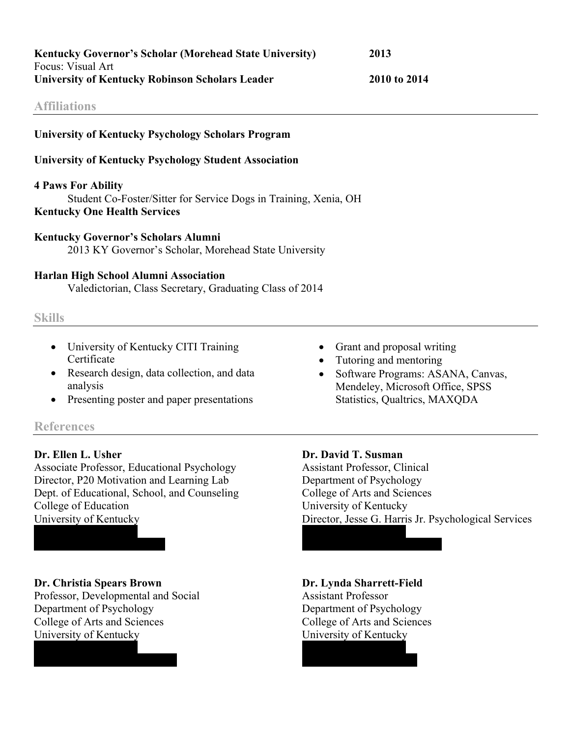**Kentucky Governor's Scholar (Morehead State University)** **2013**
Focus: Visual Art
**University of Kentucky Robinson Scholars Leader** **2010 to 2014**

## Affiliations

**University of Kentucky Psychology Scholars Program**

**University of Kentucky Psychology Student Association**

**4 Paws For Ability**
Student Co-Foster/Sitter for Service Dogs in Training, Xenia, OH
**Kentucky One Health Services**

**Kentucky Governor's Scholars Alumni**
2013 KY Governor's Scholar, Morehead State University

**Harlan High School Alumni Association**
Valedictorian, Class Secretary, Graduating Class of 2014

## Skills

- University of Kentucky CITI Training Certificate
- Research design, data collection, and data analysis
- Presenting poster and paper presentations
- Grant and proposal writing
- Tutoring and mentoring
- Software Programs: ASANA, Canvas, Mendeley, Microsoft Office, SPSS Statistics, Qualtrics, MAXQDA

## References

**Dr. Ellen L. Usher**
Associate Professor, Educational Psychology
Director, P20 Motivation and Learning Lab
Dept. of Educational, School, and Counseling
College of Education
University of Kentucky

**Dr. David T. Susman**
Assistant Professor, Clinical
Department of Psychology
College of Arts and Sciences
University of Kentucky
Director, Jesse G. Harris Jr. Psychological Services

**Dr. Christia Spears Brown**
Professor, Developmental and Social
Department of Psychology
College of Arts and Sciences
University of Kentucky

**Dr. Lynda Sharrett-Field**
Assistant Professor
Department of Psychology
College of Arts and Sciences
University of Kentucky